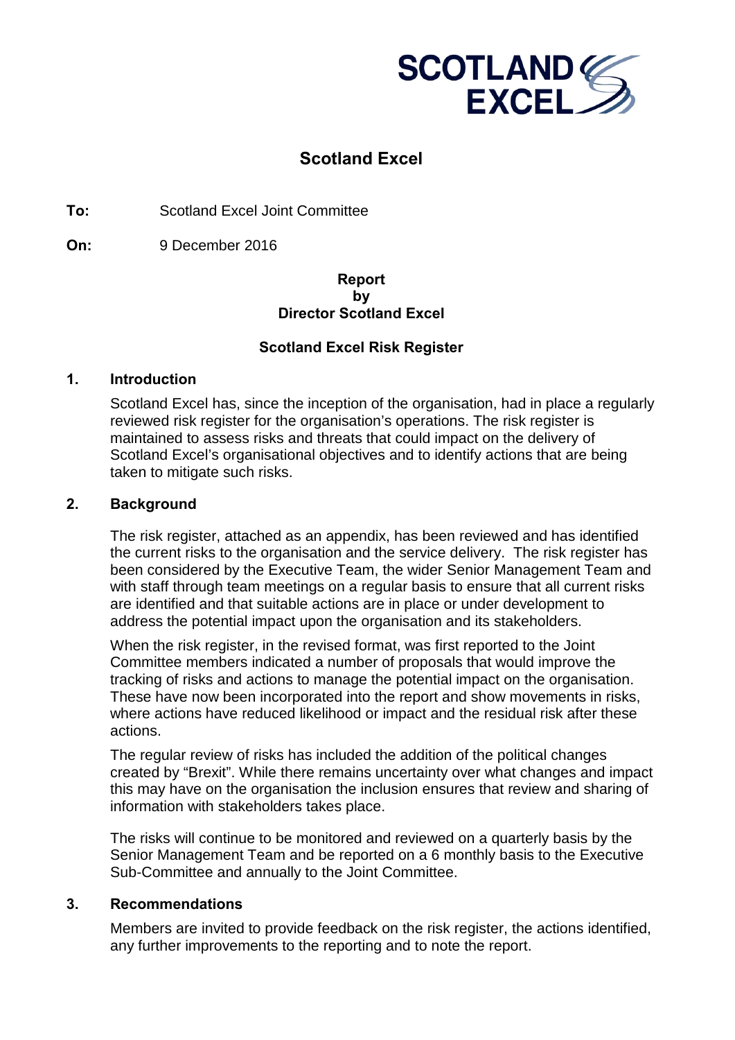# Scotland Excel

**To:** Scotland Excel Joint Committee

**On:** 9 December 2016

**Report**
**by**
**Director Scotland Excel**

**Scotland Excel Risk Register**

## 1. Introduction

Scotland Excel has, since the inception of the organisation, had in place a regularly reviewed risk register for the organisation's operations. The risk register is maintained to assess risks and threats that could impact on the delivery of Scotland Excel's organisational objectives and to identify actions that are being taken to mitigate such risks.

## 2. Background

The risk register, attached as an appendix, has been reviewed and has identified the current risks to the organisation and the service delivery. The risk register has been considered by the Executive Team, the wider Senior Management Team and with staff through team meetings on a regular basis to ensure that all current risks are identified and that suitable actions are in place or under development to address the potential impact upon the organisation and its stakeholders.

When the risk register, in the revised format, was first reported to the Joint Committee members indicated a number of proposals that would improve the tracking of risks and actions to manage the potential impact on the organisation. These have now been incorporated into the report and show movements in risks, where actions have reduced likelihood or impact and the residual risk after these actions.

The regular review of risks has included the addition of the political changes created by "Brexit". While there remains uncertainty over what changes and impact this may have on the organisation the inclusion ensures that review and sharing of information with stakeholders takes place.

The risks will continue to be monitored and reviewed on a quarterly basis by the Senior Management Team and be reported on a 6 monthly basis to the Executive Sub-Committee and annually to the Joint Committee.

## 3. Recommendations

Members are invited to provide feedback on the risk register, the actions identified, any further improvements to the reporting and to note the report.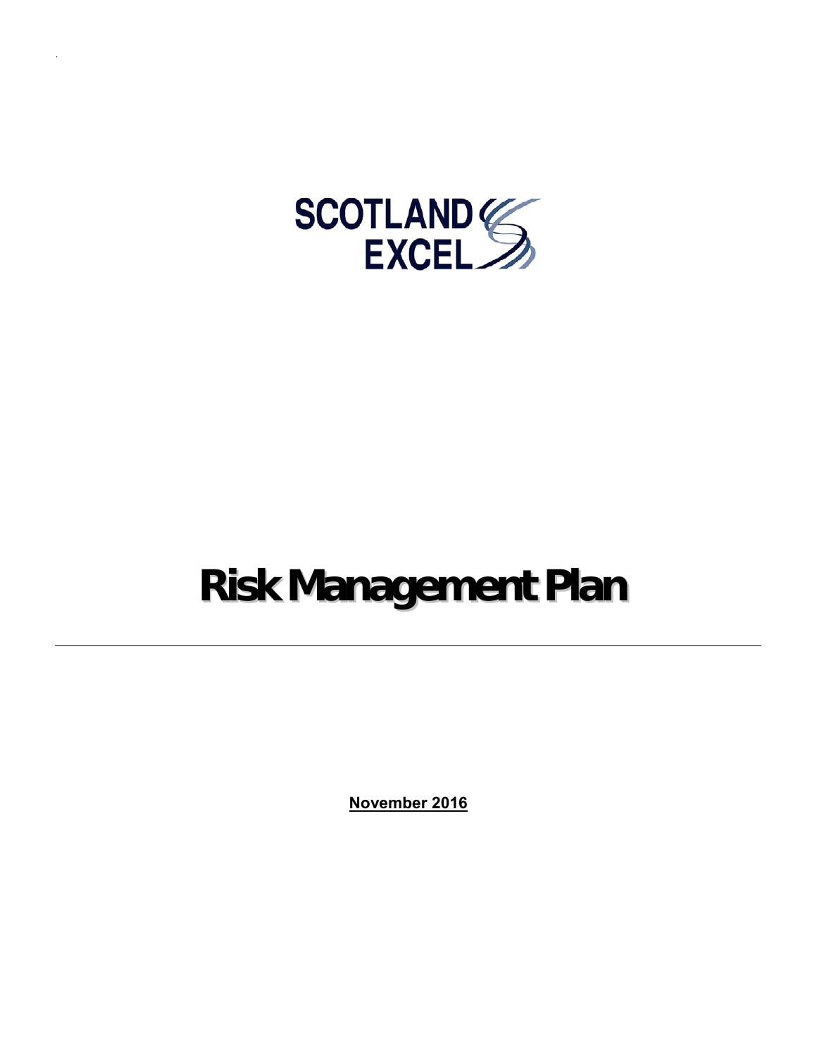SCOTLAND EXCEL

# Risk Management Plan

---

**November 2016**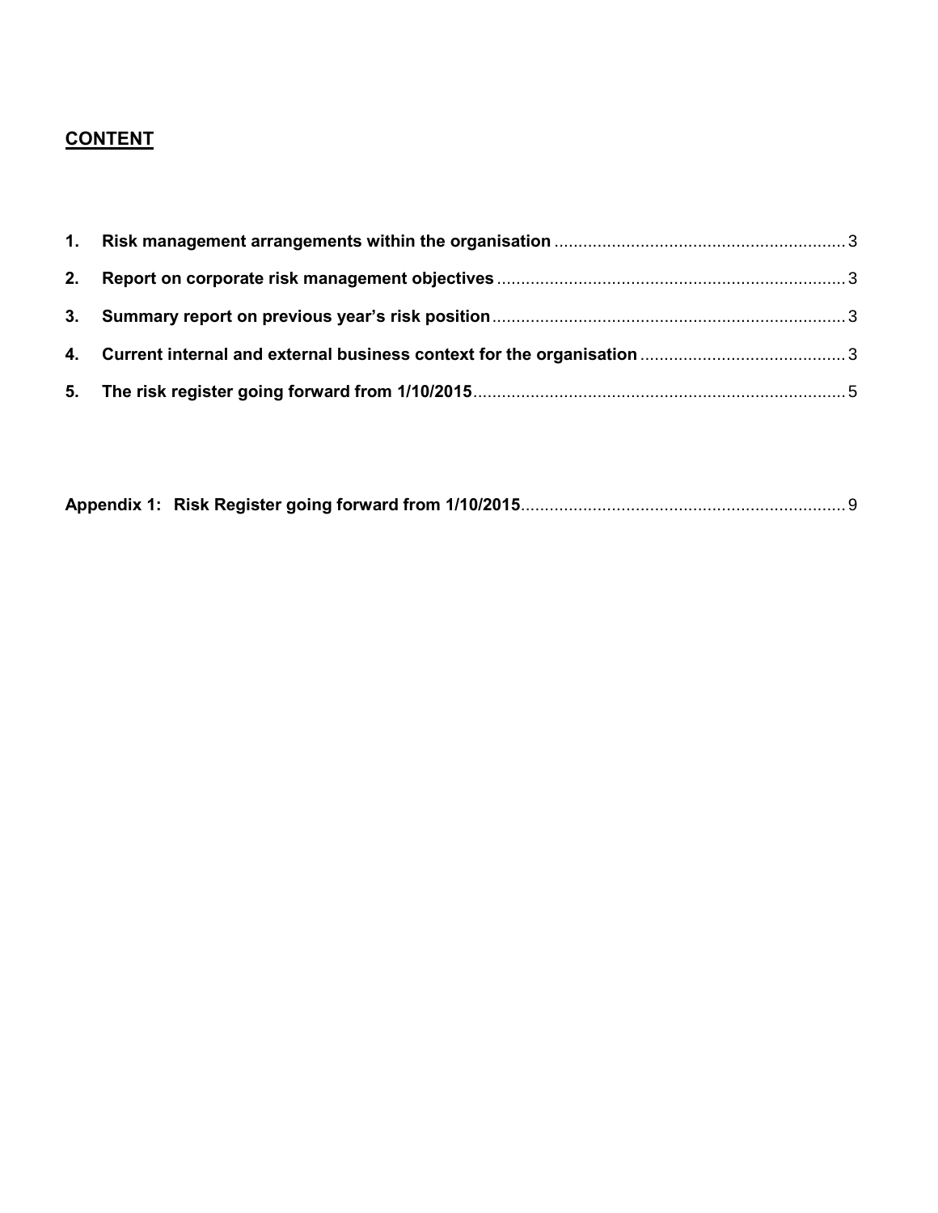## **CONTENT**

1. **Risk management arrangements within the organisation** ............................................................ 3
2. **Report on corporate risk management objectives** ........................................................................ 3
3. **Summary report on previous year's risk position** .......................................................................... 3
4. **Current internal and external business context for the organisation** ........................................... 3
5. **The risk register going forward from 1/10/2015** ............................................................................. 5

**Appendix 1: Risk Register going forward from 1/10/2015** .................................................................... 9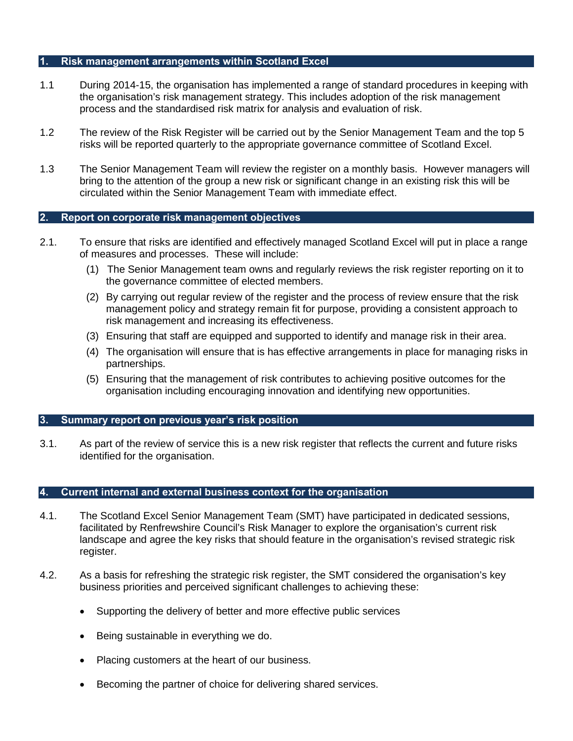## 1. Risk management arrangements within Scotland Excel

1.1 During 2014-15, the organisation has implemented a range of standard procedures in keeping with the organisation's risk management strategy. This includes adoption of the risk management process and the standardised risk matrix for analysis and evaluation of risk.

1.2 The review of the Risk Register will be carried out by the Senior Management Team and the top 5 risks will be reported quarterly to the appropriate governance committee of Scotland Excel.

1.3 The Senior Management Team will review the register on a monthly basis. However managers will bring to the attention of the group a new risk or significant change in an existing risk this will be circulated within the Senior Management Team with immediate effect.

## 2. Report on corporate risk management objectives

2.1. To ensure that risks are identified and effectively managed Scotland Excel will put in place a range of measures and processes. These will include:

(1) The Senior Management team owns and regularly reviews the risk register reporting on it to the governance committee of elected members.

(2) By carrying out regular review of the register and the process of review ensure that the risk management policy and strategy remain fit for purpose, providing a consistent approach to risk management and increasing its effectiveness.

(3) Ensuring that staff are equipped and supported to identify and manage risk in their area.

(4) The organisation will ensure that is has effective arrangements in place for managing risks in partnerships.

(5) Ensuring that the management of risk contributes to achieving positive outcomes for the organisation including encouraging innovation and identifying new opportunities.

## 3. Summary report on previous year's risk position

3.1. As part of the review of service this is a new risk register that reflects the current and future risks identified for the organisation.

## 4. Current internal and external business context for the organisation

4.1. The Scotland Excel Senior Management Team (SMT) have participated in dedicated sessions, facilitated by Renfrewshire Council's Risk Manager to explore the organisation's current risk landscape and agree the key risks that should feature in the organisation's revised strategic risk register.

4.2. As a basis for refreshing the strategic risk register, the SMT considered the organisation's key business priorities and perceived significant challenges to achieving these:

- Supporting the delivery of better and more effective public services
- Being sustainable in everything we do.
- Placing customers at the heart of our business.
- Becoming the partner of choice for delivering shared services.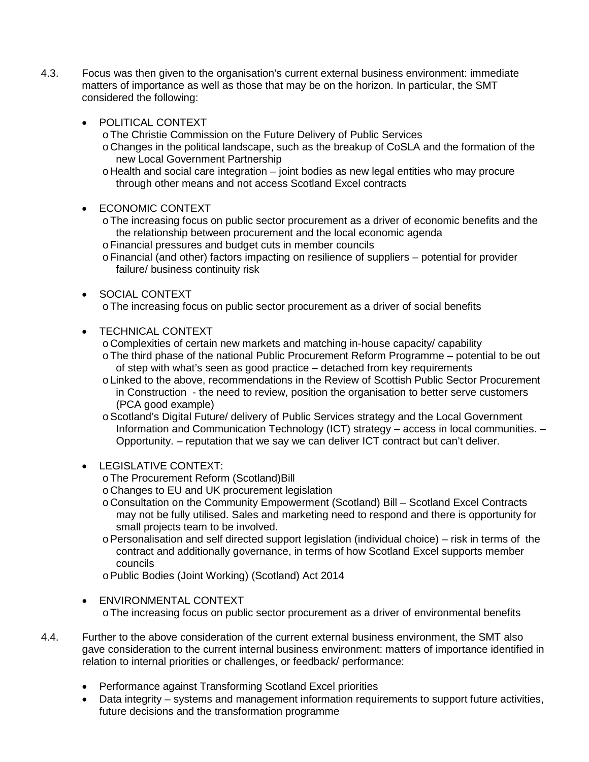4.3. Focus was then given to the organisation's current external business environment: immediate matters of importance as well as those that may be on the horizon. In particular, the SMT considered the following:

- POLITICAL CONTEXT
  - The Christie Commission on the Future Delivery of Public Services
  - Changes in the political landscape, such as the breakup of CoSLA and the formation of the new Local Government Partnership
  - Health and social care integration – joint bodies as new legal entities who may procure through other means and not access Scotland Excel contracts

- ECONOMIC CONTEXT
  - The increasing focus on public sector procurement as a driver of economic benefits and the the relationship between procurement and the local economic agenda
  - Financial pressures and budget cuts in member councils
  - Financial (and other) factors impacting on resilience of suppliers – potential for provider failure/ business continuity risk

- SOCIAL CONTEXT
  - The increasing focus on public sector procurement as a driver of social benefits

- TECHNICAL CONTEXT
  - Complexities of certain new markets and matching in-house capacity/ capability
  - The third phase of the national Public Procurement Reform Programme – potential to be out of step with what's seen as good practice – detached from key requirements
  - Linked to the above, recommendations in the Review of Scottish Public Sector Procurement in Construction - the need to review, position the organisation to better serve customers (PCA good example)
  - Scotland's Digital Future/ delivery of Public Services strategy and the Local Government Information and Communication Technology (ICT) strategy – access in local communities. – Opportunity. – reputation that we say we can deliver ICT contract but can't deliver.

- LEGISLATIVE CONTEXT:
  - The Procurement Reform (Scotland)Bill
  - Changes to EU and UK procurement legislation
  - Consultation on the Community Empowerment (Scotland) Bill – Scotland Excel Contracts may not be fully utilised. Sales and marketing need to respond and there is opportunity for small projects team to be involved.
  - Personalisation and self directed support legislation (individual choice) – risk in terms of the contract and additionally governance, in terms of how Scotland Excel supports member councils
  - Public Bodies (Joint Working) (Scotland) Act 2014

- ENVIRONMENTAL CONTEXT
  - The increasing focus on public sector procurement as a driver of environmental benefits

4.4. Further to the above consideration of the current external business environment, the SMT also gave consideration to the current internal business environment: matters of importance identified in relation to internal priorities or challenges, or feedback/ performance:

- Performance against Transforming Scotland Excel priorities
- Data integrity – systems and management information requirements to support future activities, future decisions and the transformation programme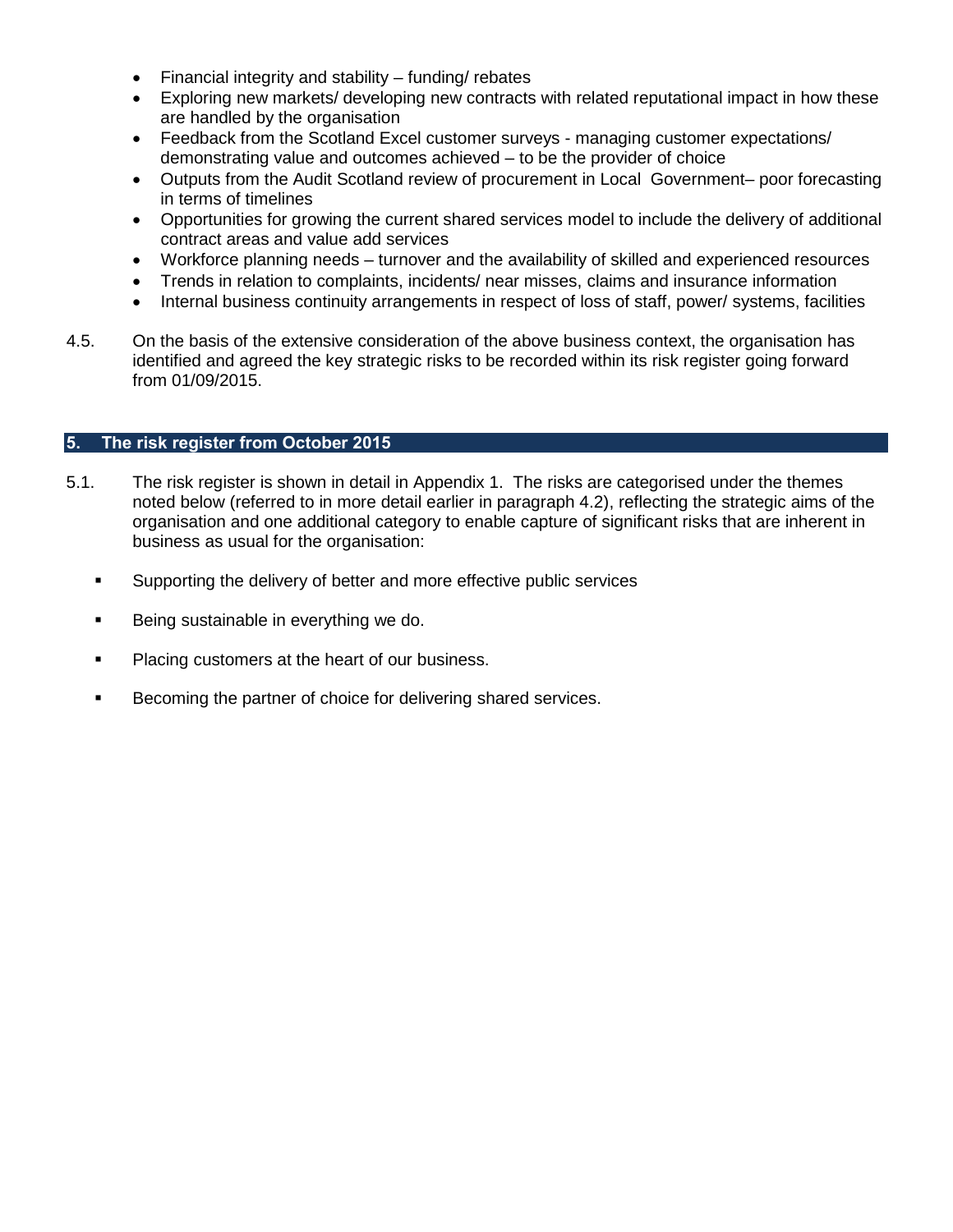- Financial integrity and stability – funding/ rebates
- Exploring new markets/ developing new contracts with related reputational impact in how these are handled by the organisation
- Feedback from the Scotland Excel customer surveys - managing customer expectations/ demonstrating value and outcomes achieved – to be the provider of choice
- Outputs from the Audit Scotland review of procurement in Local Government– poor forecasting in terms of timelines
- Opportunities for growing the current shared services model to include the delivery of additional contract areas and value add services
- Workforce planning needs – turnover and the availability of skilled and experienced resources
- Trends in relation to complaints, incidents/ near misses, claims and insurance information
- Internal business continuity arrangements in respect of loss of staff, power/ systems, facilities

4.5. On the basis of the extensive consideration of the above business context, the organisation has identified and agreed the key strategic risks to be recorded within its risk register going forward from 01/09/2015.

## 5. The risk register from October 2015

5.1. The risk register is shown in detail in Appendix 1. The risks are categorised under the themes noted below (referred to in more detail earlier in paragraph 4.2), reflecting the strategic aims of the organisation and one additional category to enable capture of significant risks that are inherent in business as usual for the organisation:

- Supporting the delivery of better and more effective public services
- Being sustainable in everything we do.
- Placing customers at the heart of our business.
- Becoming the partner of choice for delivering shared services.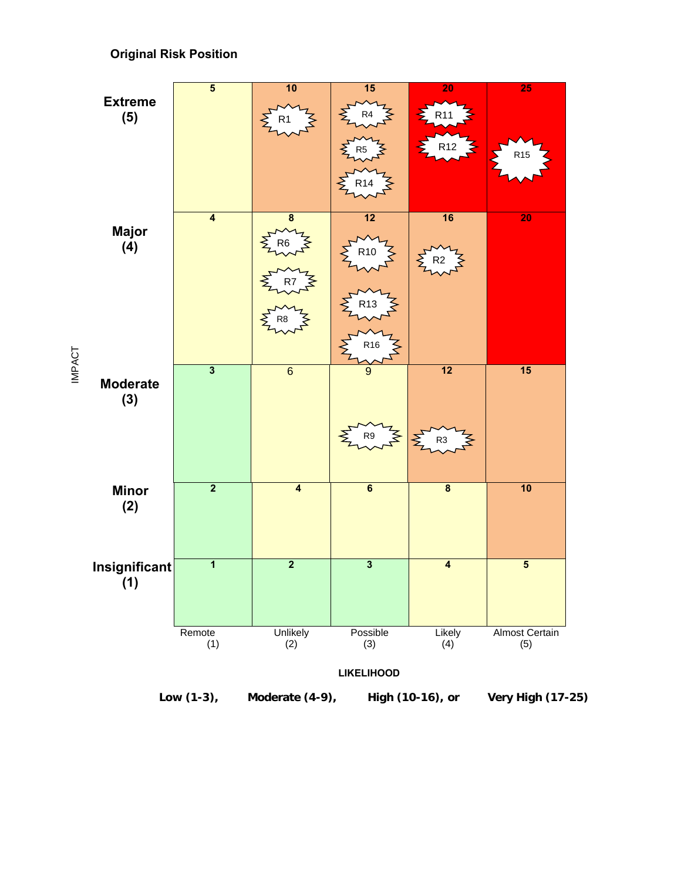**Original Risk Position**

| IMPACT | Remote (1) | Unlikely (2) | Possible (3) | Likely (4) | Almost Certain (5) |
|---|---|---|---|---|---|
| **Extreme (5)** | 5 | 10: R1 | 15: R4, R5, R14 | 20: R11, R12 | 25: R15 |
| **Major (4)** | 4 | 8: R6, R7, R8 | 12: R10, R13, R16 | 16: R2 | 20 |
| **Moderate (3)** | 3 | 6 | 9: R9 | 12: R3 | 15 |
| **Minor (2)** | 2 | 4 | 6 | 8 | 10 |
| **Insignificant (1)** | 1 | 2 | 3 | 4 | 5 |

**LIKELIHOOD**

**Low (1-3), Moderate (4-9), High (10-16), or Very High (17-25)**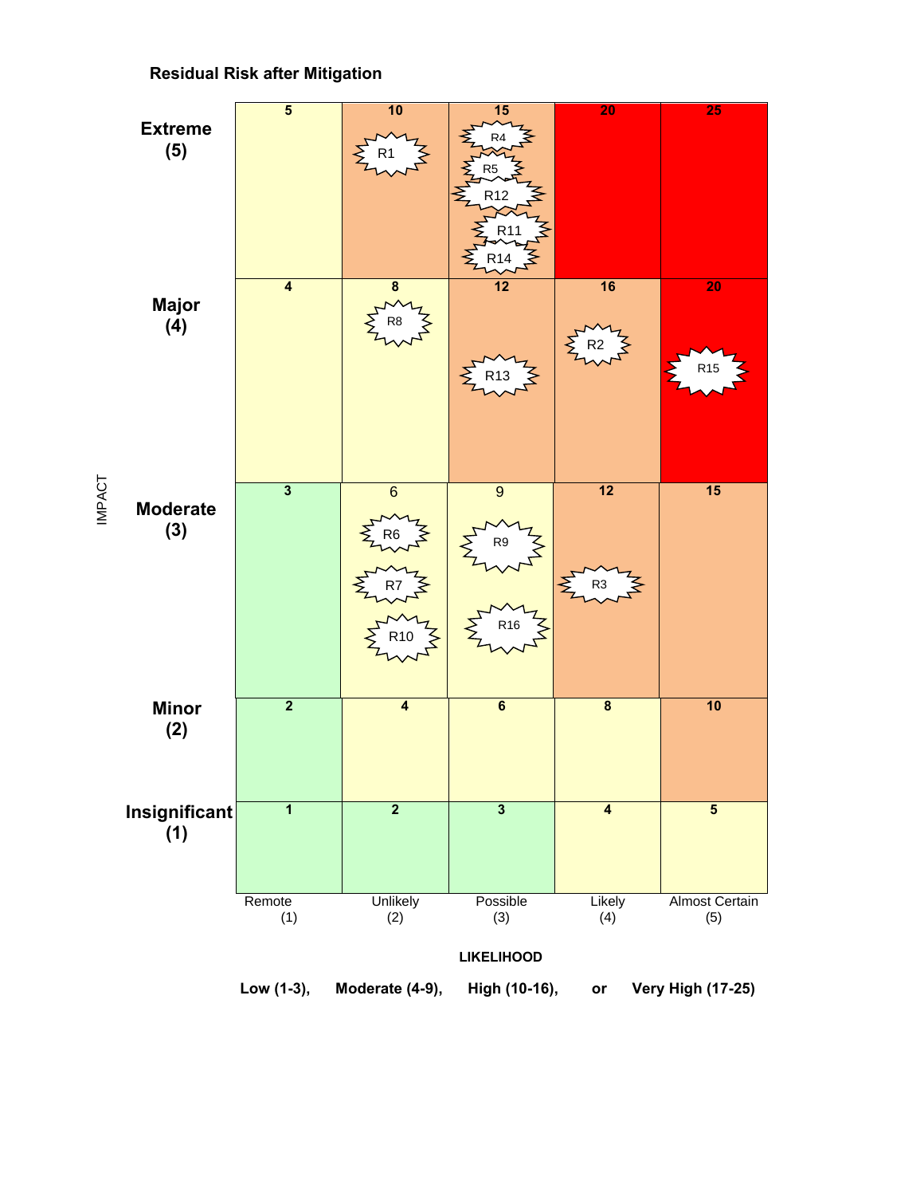**Residual Risk after Mitigation**

| IMPACT | Remote (1) | Unlikely (2) | Possible (3) | Likely (4) | Almost Certain (5) |
|---|---|---|---|---|---|
| **Extreme (5)** | 5 | 10 R1 | 15 R4, R5, R12, R11, R14 | 20 | 25 |
| **Major (4)** | 4 | 8 R8 | 12 R13 | 16 R2 | 20 R15 |
| **Moderate (3)** | 3 | 6 R6, R7, R10 | 9 R9, R16 | 12 R3 | 15 |
| **Minor (2)** | 2 | 4 | 6 | 8 | 10 |
| **Insignificant (1)** | 1 | 2 | 3 | 4 | 5 |

**LIKELIHOOD**

**Low (1-3), Moderate (4-9), High (10-16), or Very High (17-25)**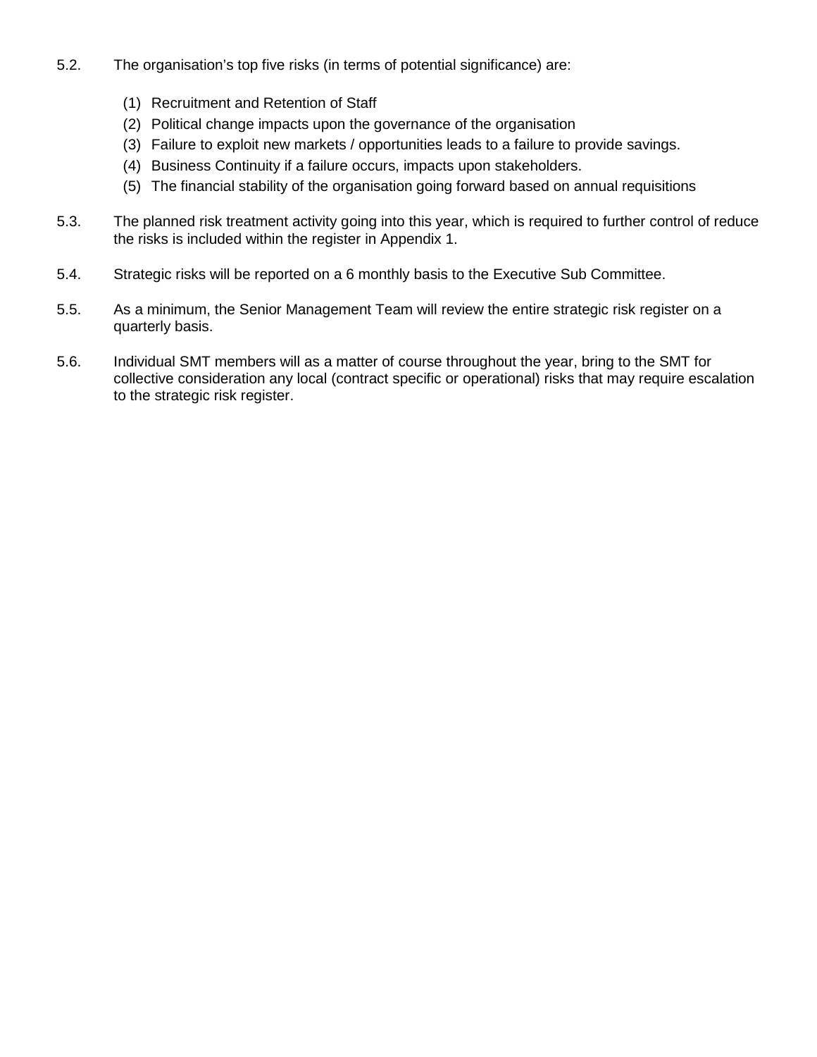5.2. The organisation's top five risks (in terms of potential significance) are:

(1) Recruitment and Retention of Staff
(2) Political change impacts upon the governance of the organisation
(3) Failure to exploit new markets / opportunities leads to a failure to provide savings.
(4) Business Continuity if a failure occurs, impacts upon stakeholders.
(5) The financial stability of the organisation going forward based on annual requisitions

5.3. The planned risk treatment activity going into this year, which is required to further control of reduce the risks is included within the register in Appendix 1.

5.4. Strategic risks will be reported on a 6 monthly basis to the Executive Sub Committee.

5.5. As a minimum, the Senior Management Team will review the entire strategic risk register on a quarterly basis.

5.6. Individual SMT members will as a matter of course throughout the year, bring to the SMT for collective consideration any local (contract specific or operational) risks that may require escalation to the strategic risk register.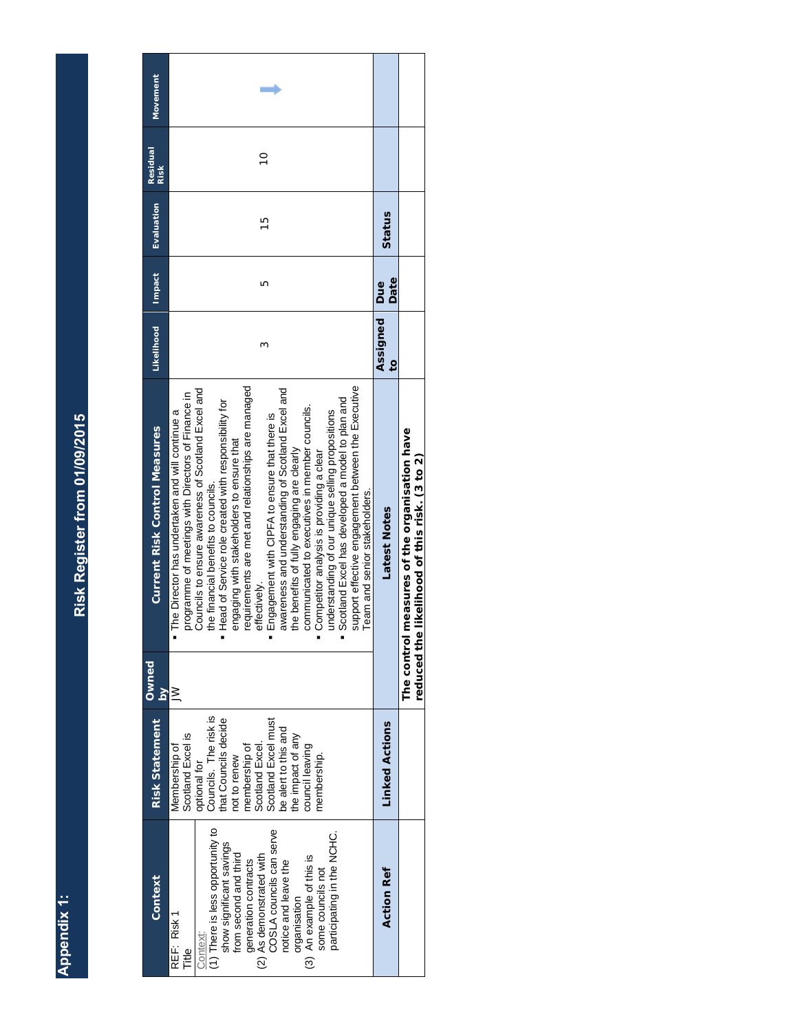**Appendix 1:**

# Risk Register from 01/09/2015

| Context | Risk Statement | Owned by | Current Risk Control Measures | Likelihood | Impact | Evaluation | Residual Risk | Movement |
|---|---|---|---|---|---|---|---|---|
| REF: Risk 1<br>Title<br>Context:<br>(1) There is less opportunity to show significant savings from second and third generation contracts<br>(2) As demonstrated with COSLA councils can serve notice and leave the organisation<br>(3) An example of this is some councils not participating in the NCHC. | Membership of Scotland Excel is optional for Councils. The risk is that Councils decide not to renew membership of Scotland Excel. Scotland Excel must be alert to this and the impact of any council leaving membership. | JW | ▪ The Director has undertaken and will continue a programme of meetings with Directors of Finance in Councils to ensure awareness of Scotland Excel and the financial benefits to councils.<br>▪ Head of Service role created with responsibility for engaging with stakeholders to ensure that requirements are met and relationships are managed effectively.<br>▪ Engagement with CIPFA to ensure that there is awareness and understanding of Scotland Excel and the benefits of fully engaging are clearly communicated to executives in member councils.<br>▪ Competitor analysis is providing a clear understanding of our unique selling propositions<br>▪ Scotland Excel has developed a model to plan and support effective engagement between the Executive Team and senior stakeholders. | 3 | 5 | 15 | 10 | → |

| Action Ref | Linked Actions | Latest Notes | Assigned to | Due Date | Status |
|---|---|---|---|---|---|
| | | **The control measures of the organisation have reduced the likelihood of this risk. (3 to 2)** | | | |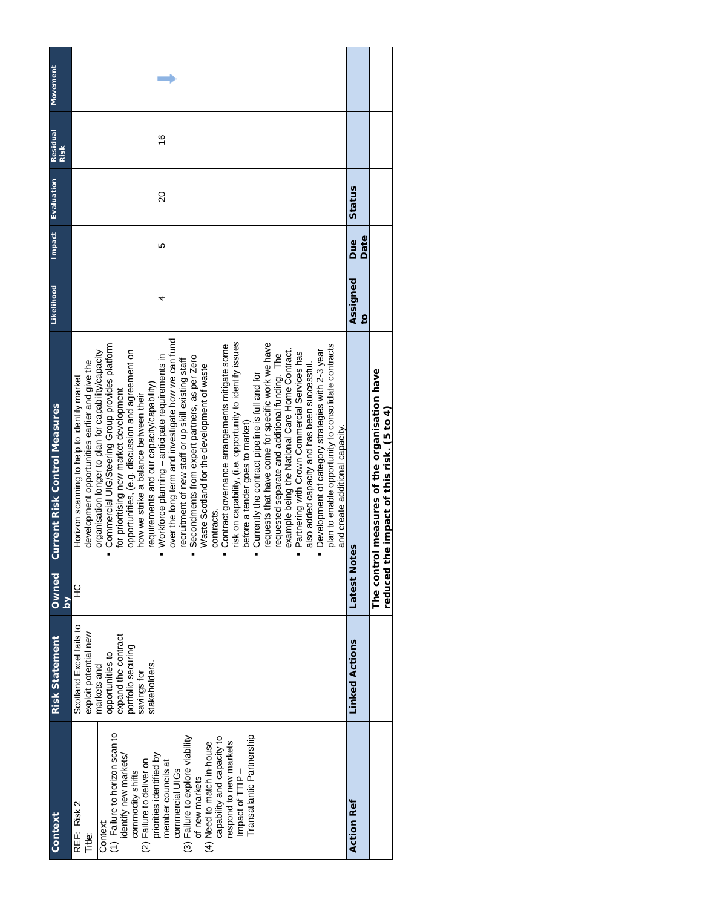| Context | Risk Statement | Owned by | Current Risk Control Measures | Likelihood | Impact | Evaluation | Residual Risk | Movement |
|---|---|---|---|---|---|---|---|---|
| REF: Risk 2<br>Title:<br>Context:<br>(1) Failure to horizon scan to identify new markets/ commodity shifts<br>(2) Failure to deliver on priorities identified by member councils at commercial UIGs<br>(3) Failure to explore viability of new markets<br>(4) Need to match in-house capability and capacity to respond to new markets<br>Impact of TTIP – Transatlantic Partnership | Scotland Excel fails to exploit potential new markets and opportunities to expand the contract portfolio securing savings for stakeholders. | HC | Horizon scanning to help to identify market development opportunities earlier and give the organisation longer to plan for capability/capacity<br>▪ Commercial UIG/Steering Group provides platform for prioritising new market development opportunities, (e.g. discussion and agreement on how we strike a balance between their requirements and our capacity/capability)<br>▪ Workforce planning – anticipate requirements in over the long term and investigate how we can fund recruitment of new staff or up skill existing staff<br>▪ Secondments from expert partners, as per Zero Waste Scotland for the development of waste contracts.<br>▪ Contract governance arrangements mitigate some risk on capability, (i.e. opportunity to identify issues before a tender goes to market)<br>▪ Currently the contract pipeline is full and for requests that have come for specific work we have requested separate and additional funding. The example being the National Care Home Contract.<br>▪ Partnering with Crown Commercial Services has also added capacity and has been successful.<br>▪ Development of category strategies with 2-3 year plan to enable opportunity to consolidate contracts and create additional capacity. | 4 | 5 | 20 | 16 | → |
| **Action Ref** | **Linked Actions** | **Latest Notes** | | **Assigned to** | **Due Date** | **Status** | | |
| | | **The control measures of the organisation have reduced the impact of this risk. (5 to 4)** | | | | | | |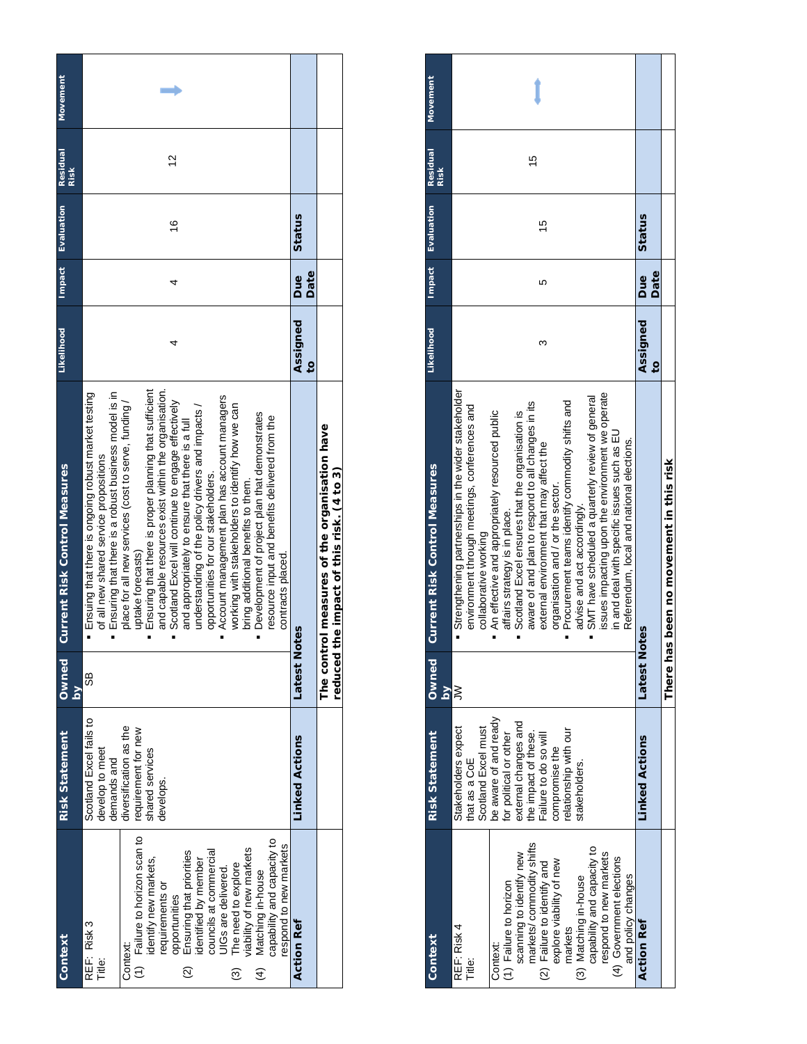| Context | Risk Statement | Owned by | Current Risk Control Measures | Likelihood | Impact | Evaluation | Residual Risk | Movement |
|---|---|---|---|---|---|---|---|---|
| REF: Risk 3<br>Title:<br><br>Context:<br>(1) Failure to horizon scan to identify new markets, requirements or opportunities<br>(2) Ensuring that priorities identified by member councils at commercial UIGs are delivered.<br>(3) The need to explore viability of new markets<br>(4) Matching in-house capability and capacity to respond to new markets | Scotland Excel fails to develop to meet demands and diversification as the requirement for new shared services develops. | SB | ▪ Ensuring that there is ongoing robust market testing of all new shared service propositions<br>▪ Ensuring that there is a robust business model is in place for all new services (cost to serve, funding / uptake forecasts)<br>▪ Ensuring that there is proper planning that sufficient and capable resources exist within the organisation.<br>▪ Scotland Excel will continue to engage effectively and appropriately to ensure that there is a full understanding of the policy drivers and impacts / opportunities for our stakeholders.<br>▪ Account management plan has account managers working with stakeholders to identify how we can bring additional benefits to them.<br>▪ Development of project plan that demonstrates resource input and benefits delivered from the contracts placed. | 4 | 4 | 16 | 12 | → |
| **Action Ref** | **Linked Actions** | | **Latest Notes** | **Assigned to** | **Due Date** | **Status** | | |
| | | | **The control measures of the organisation have reduced the impact of this risk. (4 to 3)** | | | | | |

| Context | Risk Statement | Owned by | Current Risk Control Measures | Likelihood | Impact | Evaluation | Residual Risk | Movement |
|---|---|---|---|---|---|---|---|---|
| REF: Risk 4<br>Title:<br><br>Context:<br>(1) Failure to horizon scanning to identify new markets/ commodity shifts<br>(2) Failure to identify and explore viability of new markets<br>(3) Matching in-house capability and capacity to respond to new markets<br>(4) Government elections and policy changes | Stakeholders expect that as a CoE Scotland Excel must be aware of and ready for political or other external changes and the impact of these. Failure to do so will compromise the relationship with our stakeholders. | JW | ▪ Strengthening partnerships in the wider stakeholder environment through meetings, conferences and collaborative working<br>▪ An effective and appropriately resourced public affairs strategy is in place.<br>▪ Scotland Excel ensures that the organisation is aware of and plan to respond to all changes in its external environment that may affect the organisation and / or the sector.<br>▪ Procurement teams identify commodity shifts and advise and act accordingly.<br>▪ SMT have scheduled a quarterly review of general issues impacting upon the environment we operate in and deal with specific issues such as EU Referendum, local and national elections. | 3 | 5 | 15 | 15 | ↕ |
| **Action Ref** | **Linked Actions** | | **Latest Notes** | **Assigned to** | **Due Date** | **Status** | | |
| | | | **There has been no movement in this risk** | | | | | |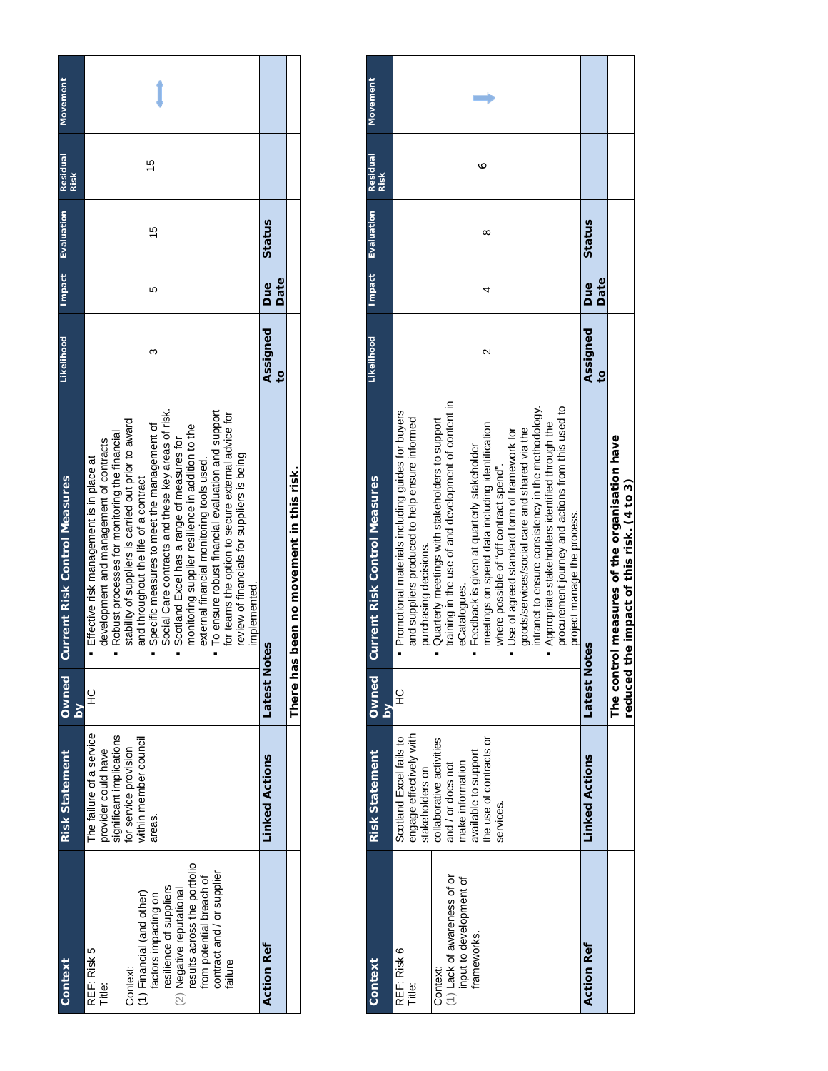| Context | Risk Statement | Owned by | Current Risk Control Measures | Likelihood | Impact | Evaluation | Residual Risk | Movement |
|---|---|---|---|---|---|---|---|---|
| REF: Risk 5<br>Title:<br><br>Context:<br>(1) Financial (and other) factors impacting on resilience of suppliers<br>(2) Negative reputational results across the portfolio from potential breach of contract and / or supplier failure | The failure of a service provider could have significant implications for service provision within member council areas. | HC | ▪ Effective risk management is in place at development and management of contracts<br>▪ Robust processes for monitoring the financial stability of suppliers is carried out prior to award and throughout the life of a contract<br>▪ Specific measures to meet the management of Social Care contracts and these key areas of risk.<br>▪ Scotland Excel has a range of measures for monitoring supplier resilience in addition to the external financial monitoring tools used.<br>▪ To ensure robust financial evaluation and support for teams the option to secure external advice for review of financials for suppliers is being implemented. | 3 | 5 | 15 | 15 | ↕ |
| **Action Ref** | **Linked Actions** | **Latest Notes** | | **Assigned to** | **Due Date** | **Status** | | |
| | | **There has been no movement in this risk.** | | | | | | |

| Context | Risk Statement | Owned by | Current Risk Control Measures | Likelihood | Impact | Evaluation | Residual Risk | Movement |
|---|---|---|---|---|---|---|---|---|
| REF: Risk 6<br>Title:<br><br>Context:<br>(1) Lack of awareness of or input to development of frameworks. | Scotland Excel fails to engage effectively with stakeholders on collaborative activities and / or does not make information available to support the use of contracts or services. | HC | ▪ Promotional materials including guides for buyers and suppliers produced to help ensure informed purchasing decisions.<br>▪ Quarterly meetings with stakeholders to support training in the use of and development of content in eCatalogues.<br>▪ Feedback is given at quarterly stakeholder meetings on spend data including identification where possible of "off contract spend".<br>▪ Use of agreed standard form of framework for goods/services/social care and shared via the intranet to ensure consistency in the methodology.<br>▪ Appropriate stakeholders identified through the procurement journey and actions from this used to project manage the process. | 2 | 4 | 8 | 6 | → |
| **Action Ref** | **Linked Actions** | **Latest Notes** | | **Assigned to** | **Due Date** | **Status** | | |
| | | **The control measures of the organisation have reduced the impact of this risk. (4 to 3)** | | | | | | |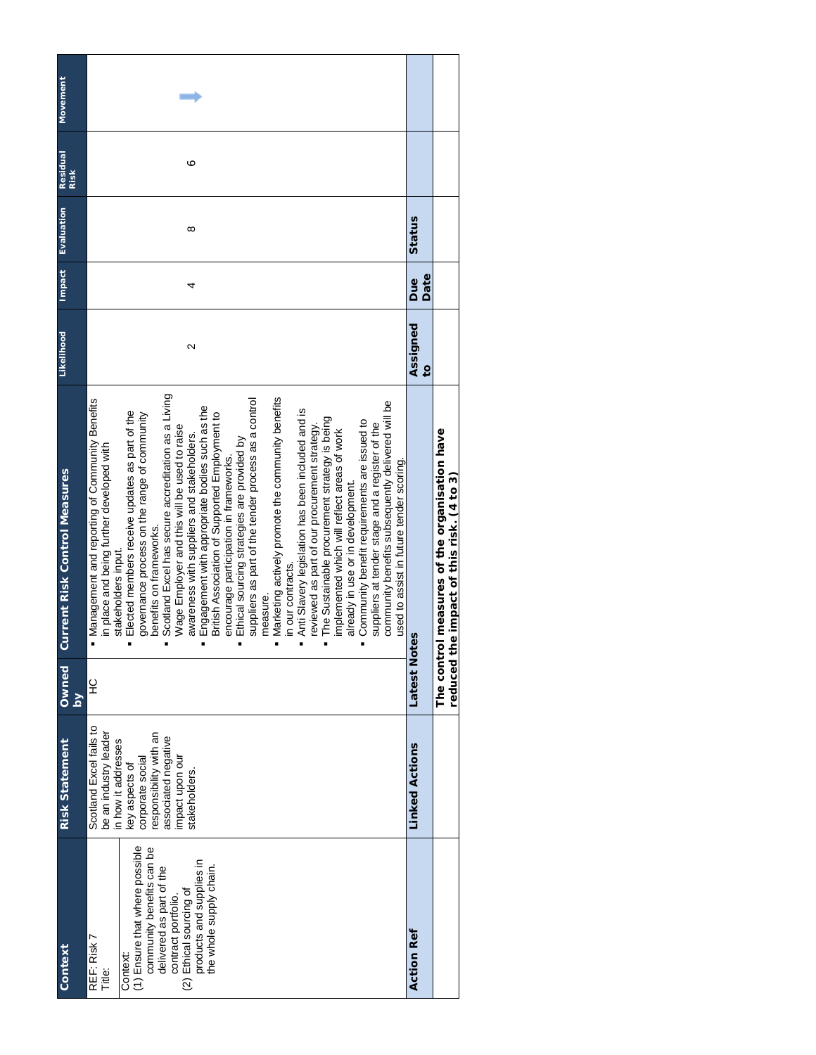| Context | Risk Statement | Owned by | Current Risk Control Measures | Likelihood | Impact | Evaluation | Residual Risk | Movement |
|---|---|---|---|---|---|---|---|---|
| REF: Risk 7<br>Title: | Scotland Excel fails to be an industry leader in how it addresses key aspects of corporate social responsibility with an associated negative impact upon our stakeholders. | HC | ▪ Management and reporting of Community Benefits in place and being further developed with stakeholders input.<br>▪ Elected members receive updates as part of the governance process on the range of community benefits on frameworks.<br>▪ Scotland Excel has secure accreditation as a Living Wage Employer and this will be used to raise awareness with suppliers and stakeholders.<br>▪ Engagement with appropriate bodies such as the British Association of Supported Employment to encourage participation in frameworks.<br>▪ Ethical sourcing strategies are provided by suppliers as part of the tender process as a control measure.<br>▪ Marketing actively promote the community benefits in our contracts.<br>▪ Anti Slavery legislation has been included and is reviewed as part of our procurement strategy.<br>▪ The Sustainable procurement strategy is being implemented which will reflect areas of work already in use or in development.<br>▪ Community benefit requirements are issued to suppliers at tender stage and a register of the community benefits subsequently delivered will be used to assist in future tender scoring. | 2 | 4 | 8 | 6 | → |
| Context:<br>(1) Ensure that where possible community benefits can be delivered as part of the contract portfolio.<br>(2) Ethical sourcing of products and supplies in the whole supply chain. | | | | | | | | |
| **Action Ref** | **Linked Actions** | **Latest Notes** | | **Assigned to** | **Due Date** | **Status** | | |
| | | **The control measures of the organisation have reduced the impact of this risk. (4 to 3)** | | | | | | |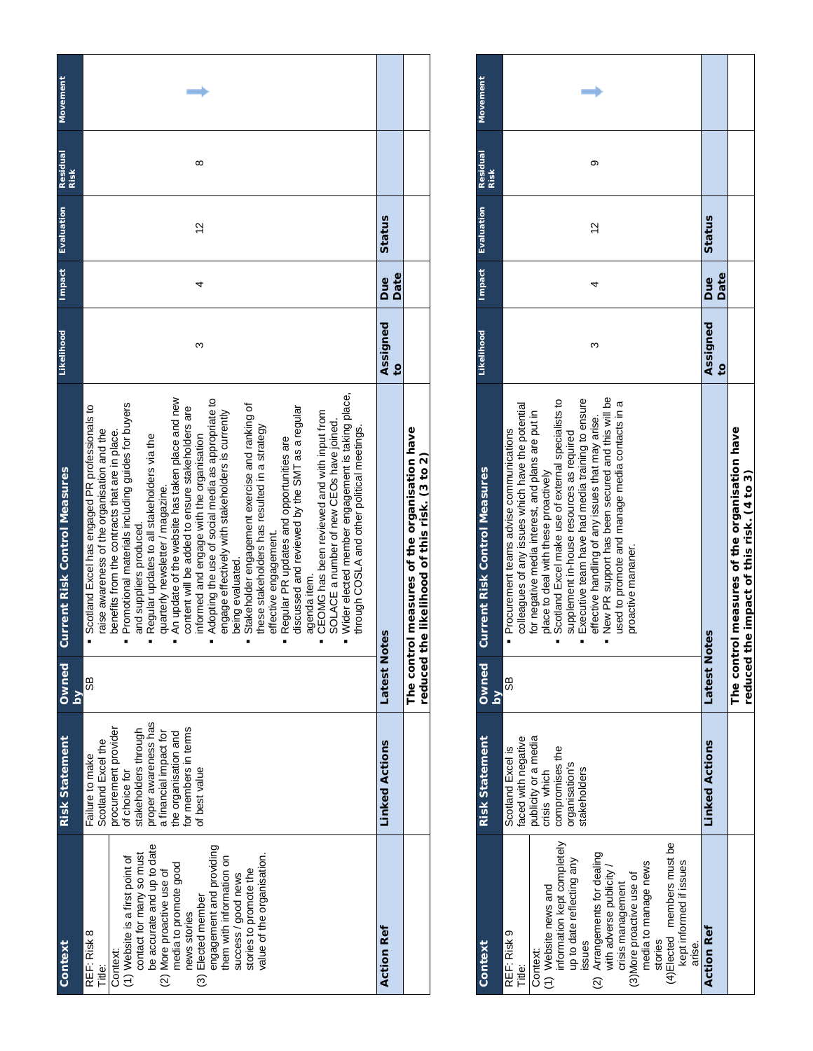| Context | Risk Statement | Owned by | Current Risk Control Measures | Likelihood | Impact | Evaluation | Residual Risk | Movement |
|---|---|---|---|---|---|---|---|---|
| REF: Risk 8<br>Title:<br>Context:<br>(1) Website is a first point of contact for many so must be accurate and up to date<br>(2) More proactive use of media to promote good news stories<br>(3) Elected member engagement and providing them with information on success / good news stories to promote the value of the organisation. | Failure to make Scotland Excel the procurement provider of choice for stakeholders through proper awareness has a financial impact for the organisation and for members in terms of best value | SB | ▪ Scotland Excel has engaged PR professionals to raise awareness of the organisation and the benefits from the contracts that are in place.<br>▪ Promotional materials including guides for buyers and suppliers produced.<br>▪ Regular updates to all stakeholders via the quarterly newsletter / magazine.<br>▪ An update of the website has taken place and new content will be added to ensure stakeholders are informed and engage with the organisation<br>▪ Adopting the use of social media as appropriate to engage effectively with stakeholders is currently being evaluated.<br>▪ Stakeholder engagement exercise and ranking of these stakeholders has resulted in a strategy effective engagement.<br>▪ Regular PR updates and opportunities are discussed and reviewed by the SMT as a regular agenda item.<br>▪ CEOMG has been reviewed and with input from SOLACE a number of new CEOs have joined.<br>▪ Wider elected member engagement is taking place, through COSLA and other political meetings. | 3 | 4 | 12 | 8 | ➡ |
| **Action Ref** | **Linked Actions** | **Latest Notes** | | **Assigned to** | **Due Date** | **Status** | | |
| | | **The control measures of the organisation have reduced the likelihood of this risk. (3 to 2)** | | | | | | |

| Context | Risk Statement | Owned by | Current Risk Control Measures | Likelihood | Impact | Evaluation | Residual Risk | Movement |
|---|---|---|---|---|---|---|---|---|
| REF: Risk 9<br>Title:<br>Context:<br>(1) Website news and information kept completely up to date reflecting any issues<br>(2) Arrangements for dealing with adverse publicity / crisis management<br>(3)More proactive use of media to manage news stories<br>(4)Elected members must be kept informed if issues arise. | Scotland Excel is faced with negative publicity or a media crisis which compromises the organisation's stakeholders | SB | ▪ Procurement teams advise communications colleagues of any issues which have the potential for negative media interest, and plans are put in place to deal with these proactively<br>▪ Scotland Excel make use of external specialists to supplement in-house resources as required<br>▪ Executive team have had media training to ensure effective handling of any issues that may arise.<br>▪ New PR support has been secured and this will be used to promote and manage media contacts in a proactive manner. | 3 | 4 | 12 | 9 | ➡ |
| **Action Ref** | **Linked Actions** | **Latest Notes** | | **Assigned to** | **Due Date** | **Status** | | |
| | | **The control measures of the organisation have reduced the impact of this risk. (4 to 3)** | | | | | | |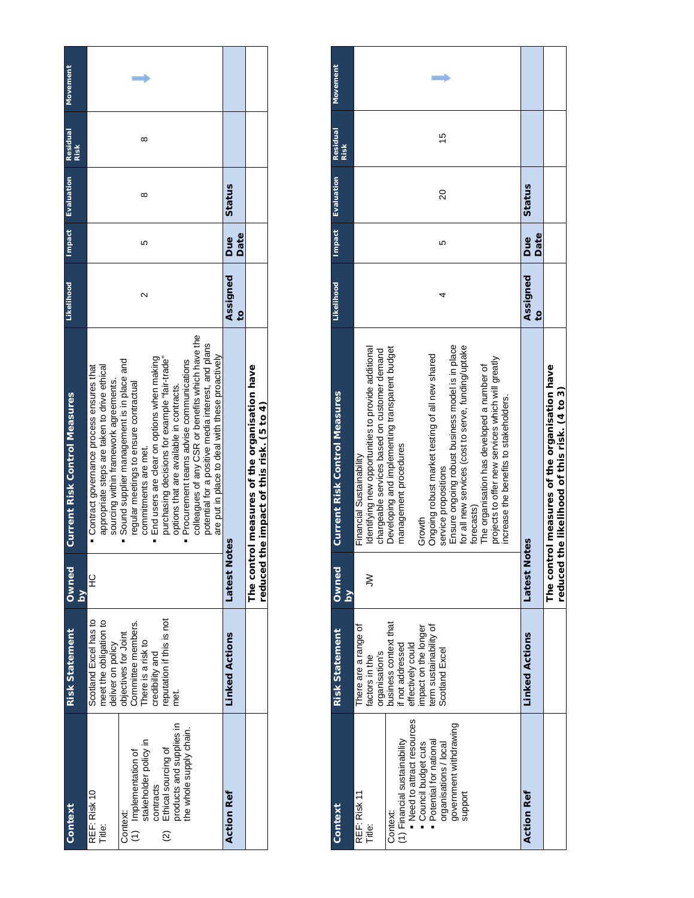| Context | Risk Statement | Owned by | Current Risk Control Measures | Likelihood | Impact | Evaluation | Residual Risk | Movement |
|---|---|---|---|---|---|---|---|---|
| REF: Risk 10<br>Title:<br><br>Context:<br>(1) Implementation of stakeholder policy in contracts<br>(2) Ethical sourcing of products and supplies in the whole supply chain. | Scotland Excel has to meet the obligation to deliver on policy objectives for Joint Committee members. There is a risk to credibility and reputation if this is not met. | HC | ▪ Contract governance process ensures that appropriate steps are taken to drive ethical sourcing within framework agreements.<br>▪ Sound supplier management is in place and regular meetings to ensure contractual commitments are met.<br>▪ End users are clear on options when making purchasing decisions for example "fair-trade" options that are available in contracts.<br>▪ Procurement teams advise communications colleagues of any CSR or benefits which have the potential for a positive media interest, and plans are put in place to deal with these proactively | 2 | 5 | 8 | 8 | → |
| **Action Ref** | **Linked Actions** | **Latest Notes** | | **Assigned to** | **Due Date** | **Status** | | |
| | | **The control measures of the organisation have reduced the impact of this risk. (5 to 4)** | | | | | | |

| Context | Risk Statement | Owned by | Current Risk Control Measures | Likelihood | Impact | Evaluation | Residual Risk | Movement |
|---|---|---|---|---|---|---|---|---|
| REF: Risk 11<br>Title:<br><br>Context:<br>(1) Financial sustainability<br>▪ Need to attract resources<br>▪ Council budget cuts<br>▪ Potential for national organisations / local government withdrawing support | There are a range of factors in the organisation's business context that if not addressed effectively could impact on the longer term sustainability of Scotland Excel | JW | Financial Sustainability<br>Identifying new opportunities to provide additional chargeable services based on customer demand<br>Developing and implementing transparent budget management procedures<br><br>Growth<br>Ongoing robust market testing of all new shared service propositions<br>Ensure ongoing robust business model is in place for all new services (cost to serve, funding/uptake forecasts)<br>The organisation has developed a number of projects to offer new services which will greatly increase the benefits to stakeholders. | 4 | 5 | 20 | 15 | → |
| **Action Ref** | **Linked Actions** | **Latest Notes** | | **Assigned to** | **Due Date** | **Status** | | |
| | | **The control measures of the organisation have reduced the likelihood of this risk. (4 to 3)** | | | | | | |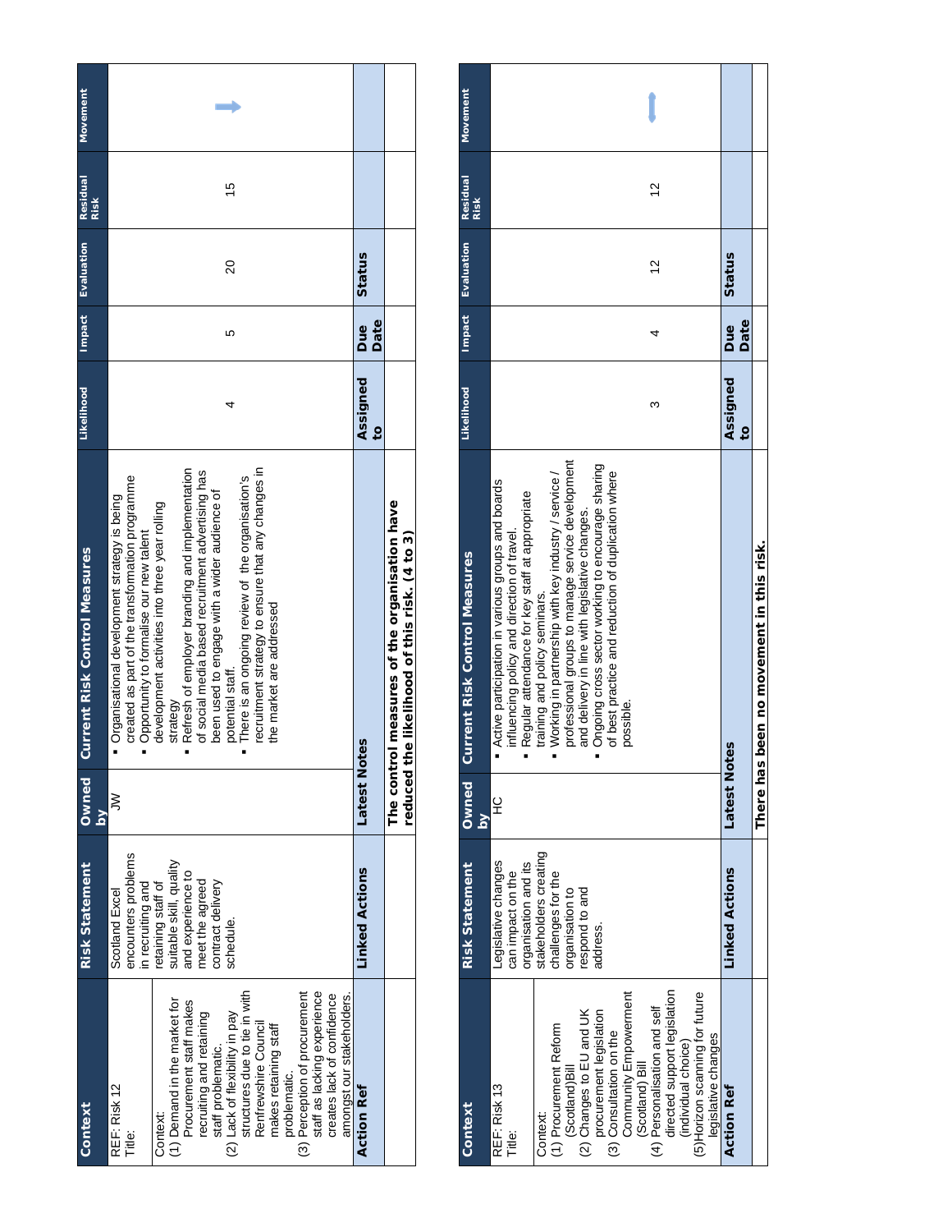| Context | Risk Statement | Owned by | Current Risk Control Measures | Likelihood | Impact | Evaluation | Residual Risk | Movement |
|---|---|---|---|---|---|---|---|---|
| REF: Risk 12<br>Title:<br><br>Context:<br>(1) Demand in the market for Procurement staff makes recruiting and retaining staff problematic.<br>(2) Lack of flexibility in pay structures due to tie in with Renfrewshire Council makes retaining staff problematic.<br>(3) Perception of procurement staff as lacking experience creates lack of confidence amongst our stakeholders. | Scotland Excel encounters problems in recruiting and retaining staff of suitable skill, quality and experience to meet the agreed contract delivery schedule. | JW | ▪ Organisational development strategy is being created as part of the transformation programme<br>▪ Opportunity to formalise our new talent development activities into three year rolling strategy<br>▪ Refresh of employer branding and implementation of social media based recruitment advertising has been used to engage with a wider audience of potential staff.<br>▪ There is an ongoing review of the organisation's recruitment strategy to ensure that any changes in the market are addressed | 4 | 5 | 20 | 15 | → |
| **Action Ref** | **Linked Actions** | **Latest Notes** | | **Assigned to** | **Due Date** | **Status** | | |
| | | **The control measures of the organisation have reduced the likelihood of this risk. (4 to 3)** | | | | | | |

| Context | Risk Statement | Owned by | Current Risk Control Measures | Likelihood | Impact | Evaluation | Residual Risk | Movement |
|---|---|---|---|---|---|---|---|---|
| REF: Risk 13<br>Title:<br><br>Context:<br>(1) Procurement Reform (Scotland) Bill<br>(2) Changes to EU and UK procurement legislation<br>(3) Consultation on the Community Empowerment (Scotland) Bill<br>(4) Personalisation and self directed support legislation (individual choice)<br>(5) Horizon scanning for future legislative changes | Legislative changes can impact on the organisation and its stakeholders creating challenges for the organisation to respond to and address. | HC | ▪ Active participation in various groups and boards influencing policy and direction of travel.<br>▪ Regular attendance for key staff at appropriate training and policy seminars.<br>▪ Working in partnership with key industry / service / professional groups to manage service development and delivery in line with legislative changes.<br>▪ Ongoing cross sector working to encourage sharing of best practice and reduction of duplication where possible. | 3 | 4 | 12 | 12 | ↕ |
| **Action Ref** | **Linked Actions** | **Latest Notes** | | **Assigned to** | **Due Date** | **Status** | | |
| | | **There has been no movement in this risk.** | | | | | | |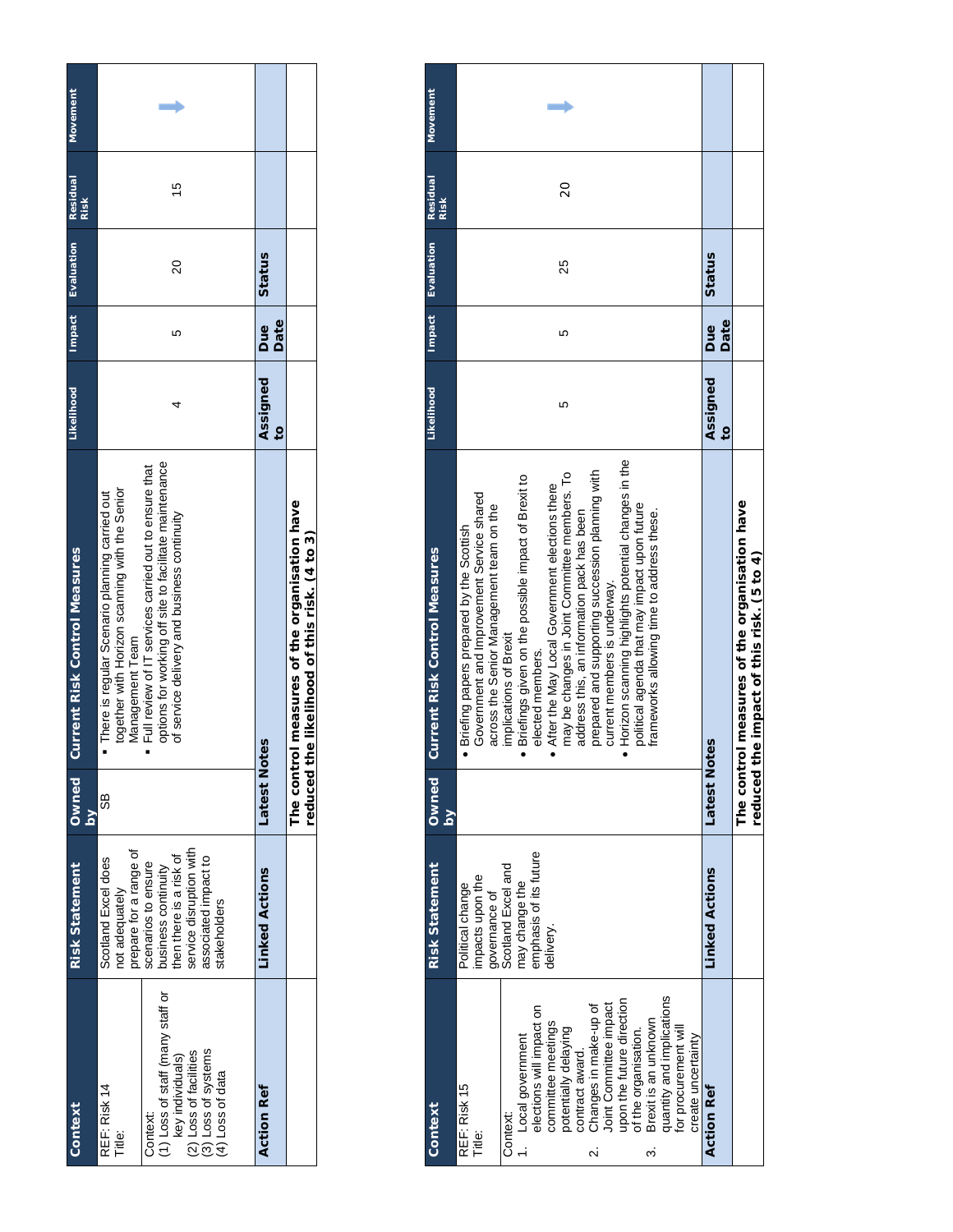| Context | Risk Statement | Owned by | Current Risk Control Measures | Likelihood | Impact | Evaluation | Residual Risk | Movement |
|---|---|---|---|---|---|---|---|---|
| REF: Risk 14<br>Title:<br><br>Context:<br>(1) Loss of staff (many staff or key individuals)<br>(2) Loss of facilities<br>(3) Loss of systems<br>(4) Loss of data | Scotland Excel does not adequately prepare for a range of scenarios to ensure business continuity then there is a risk of service disruption with associated impact to stakeholders | SB | ▪ There is regular Scenario planning carried out together with Horizon scanning with the Senior Management Team<br>▪ Full review of IT services carried out to ensure that options for working off site to facilitate maintenance of service delivery and business continuity | 4 | 5 | 20 | 15 | → |
| **Action Ref** | **Linked Actions** | **Latest Notes** | | **Assigned to** | **Due Date** | **Status** | | |
| | | **The control measures of the organisation have reduced the likelihood of this risk. (4 to 3)** | | | | | | |

| Context | Risk Statement | Owned by | Current Risk Control Measures | Likelihood | Impact | Evaluation | Residual Risk | Movement |
|---|---|---|---|---|---|---|---|---|
| REF: Risk 15<br>Title:<br><br>Context:<br>1. Local government elections will impact on committee meetings potentially delaying contract award.<br>2. Changes in make-up of Joint Committee impact upon the future direction of the organisation.<br>3. Brexit is an unknown quantity and implications for procurement will create uncertainty | Political change impacts upon the governance of Scotland Excel and may change the emphasis of its future delivery. | | • Briefing papers prepared by the Scottish Government and Improvement Service shared across the Senior Management team on the implications of Brexit<br>• Briefings given on the possible impact of Brexit to elected members.<br>• After the May Local Government elections there may be changes in Joint Committee members. To address this, an information pack has been prepared and supporting succession planning with current members is underway.<br>• Horizon scanning highlights potential changes in the political agenda that may impact upon future frameworks allowing time to address these. | 5 | 5 | 25 | 20 | → |
| **Action Ref** | **Linked Actions** | **Latest Notes** | | **Assigned to** | **Due Date** | **Status** | | |
| | | **The control measures of the organisation have reduced the impact of this risk. (5 to 4)** | | | | | | |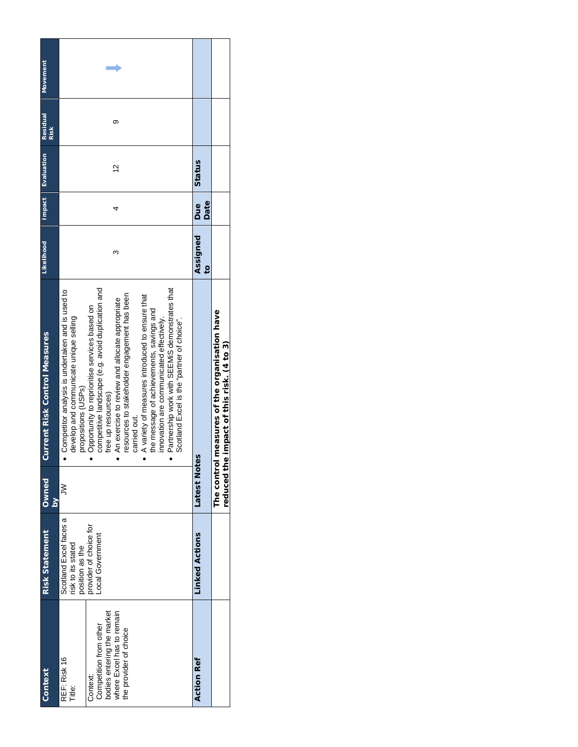| Context | Risk Statement | Owned by | Current Risk Control Measures | Likelihood | Impact | Evaluation | Residual Risk | Movement |
|---|---|---|---|---|---|---|---|---|
| REF: Risk 16<br>Title:<br><br>Context:<br>Competition from other bodies entering the market where Excel has to remain the provider of choice | Scotland Excel faces a risk to its stated position as the provider of choice for Local Government | JW | • Competitor analysis is undertaken and is used to develop and communicate unique selling propositions (USPs)<br>• Opportunity to reprioritise services based on competitive landscape (e.g. avoid duplication and free up resources)<br>• An exercise to review and allocate appropriate resources to stakeholder engagement has been carried out.<br>• A variety of measures introduced to ensure that the message of achievements, savings and innovation are communicated effectively.<br>• Partnership work with SEEMiS demonstrates that Scotland Excel is the "partner of choice". | 3 | 4 | 12 | 9 | → |
| **Action Ref** | **Linked Actions** | **Latest Notes** | | **Assigned to** | **Due Date** | **Status** | | |
| | | **The control measures of the organisation have reduced the impact of this risk. (4 to 3)** | | | | | | |